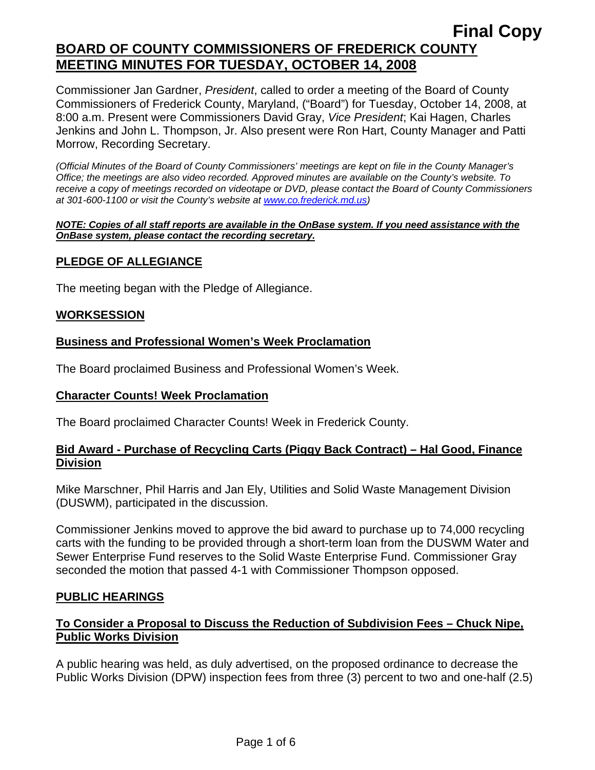**Final Copy**

# BOARD OF COUNTY COMMISSIONERS OF FREDERICK COUNTY MEETING MINUTES FOR TUESDAY, OCTOBER 14, 2008

Commissioner Jan Gardner, *President*, called to order a meeting of the Board of County Commissioners of Frederick County, Maryland, ("Board") for Tuesday, October 14, 2008, at 8:00 a.m. Present were Commissioners David Gray, *Vice President*; Kai Hagen, Charles Jenkins and John L. Thompson, Jr. Also present were Ron Hart, County Manager and Patti Morrow, Recording Secretary.

*(Official Minutes of the Board of County Commissioners' meetings are kept on file in the County Manager's Office; the meetings are also video recorded. Approved minutes are available on the County's website. To receive a copy of meetings recorded on videotape or DVD, please contact the Board of County Commissioners at 301-600-1100 or visit the County's website at www.co.frederick.md.us)*

***NOTE: Copies of all staff reports are available in the OnBase system. If you need assistance with the OnBase system, please contact the recording secretary.***

## PLEDGE OF ALLEGIANCE

The meeting began with the Pledge of Allegiance.

## WORKSESSION

### Business and Professional Women's Week Proclamation

The Board proclaimed Business and Professional Women's Week.

### Character Counts! Week Proclamation

The Board proclaimed Character Counts! Week in Frederick County.

### Bid Award - Purchase of Recycling Carts (Piggy Back Contract) – Hal Good, Finance Division

Mike Marschner, Phil Harris and Jan Ely, Utilities and Solid Waste Management Division (DUSWM), participated in the discussion.

Commissioner Jenkins moved to approve the bid award to purchase up to 74,000 recycling carts with the funding to be provided through a short-term loan from the DUSWM Water and Sewer Enterprise Fund reserves to the Solid Waste Enterprise Fund. Commissioner Gray seconded the motion that passed 4-1 with Commissioner Thompson opposed.

## PUBLIC HEARINGS

### To Consider a Proposal to Discuss the Reduction of Subdivision Fees – Chuck Nipe, Public Works Division

A public hearing was held, as duly advertised, on the proposed ordinance to decrease the Public Works Division (DPW) inspection fees from three (3) percent to two and one-half (2.5)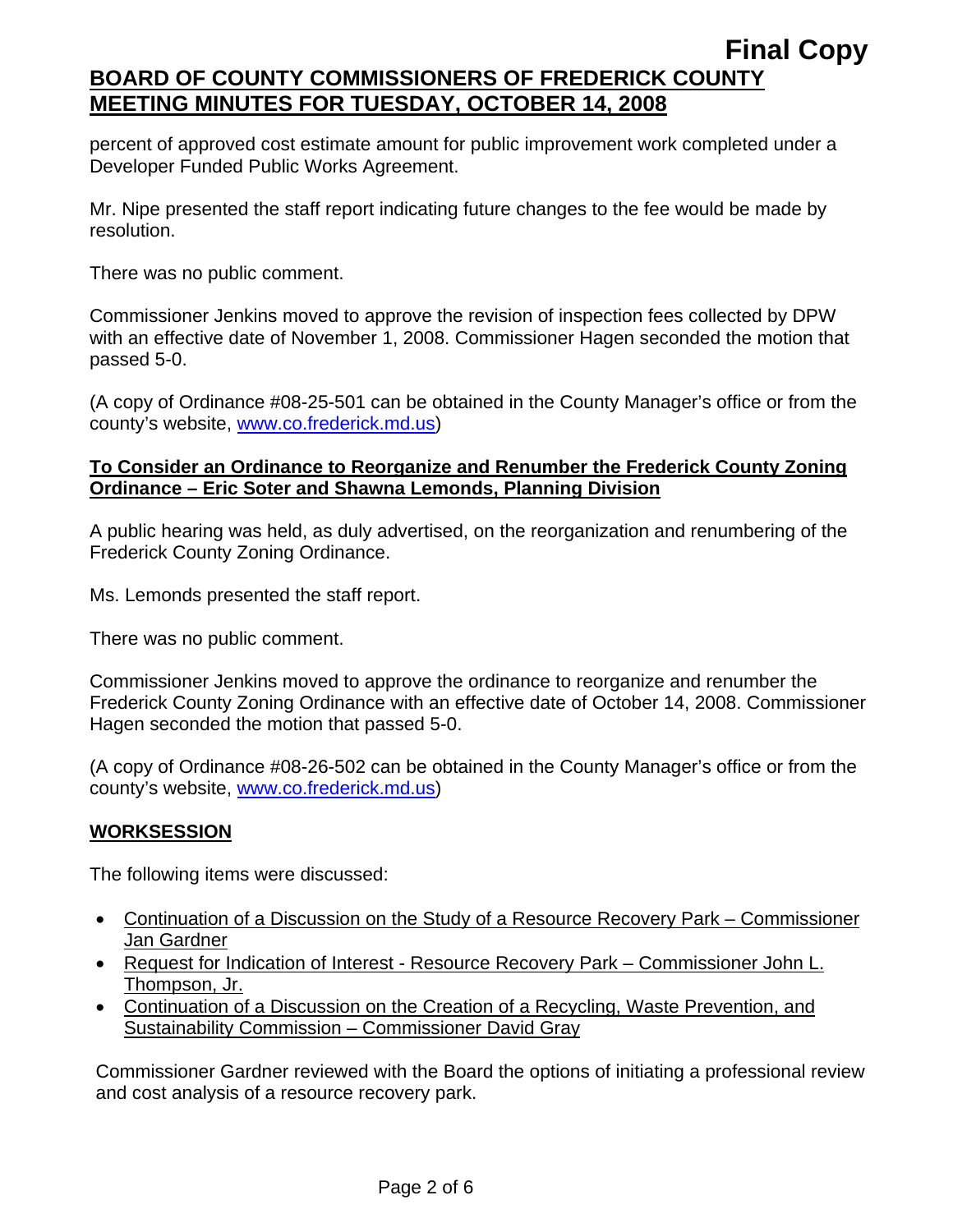percent of approved cost estimate amount for public improvement work completed under a Developer Funded Public Works Agreement.

Mr. Nipe presented the staff report indicating future changes to the fee would be made by resolution.

There was no public comment.

Commissioner Jenkins moved to approve the revision of inspection fees collected by DPW with an effective date of November 1, 2008. Commissioner Hagen seconded the motion that passed 5-0.

(A copy of Ordinance #08-25-501 can be obtained in the County Manager's office or from the county's website, www.co.frederick.md.us)

**To Consider an Ordinance to Reorganize and Renumber the Frederick County Zoning Ordinance – Eric Soter and Shawna Lemonds, Planning Division**

A public hearing was held, as duly advertised, on the reorganization and renumbering of the Frederick County Zoning Ordinance.

Ms. Lemonds presented the staff report.

There was no public comment.

Commissioner Jenkins moved to approve the ordinance to reorganize and renumber the Frederick County Zoning Ordinance with an effective date of October 14, 2008. Commissioner Hagen seconded the motion that passed 5-0.

(A copy of Ordinance #08-26-502 can be obtained in the County Manager's office or from the county's website, www.co.frederick.md.us)

## WORKSESSION

The following items were discussed:

- Continuation of a Discussion on the Study of a Resource Recovery Park – Commissioner Jan Gardner
- Request for Indication of Interest - Resource Recovery Park – Commissioner John L. Thompson, Jr.
- Continuation of a Discussion on the Creation of a Recycling, Waste Prevention, and Sustainability Commission – Commissioner David Gray

Commissioner Gardner reviewed with the Board the options of initiating a professional review and cost analysis of a resource recovery park.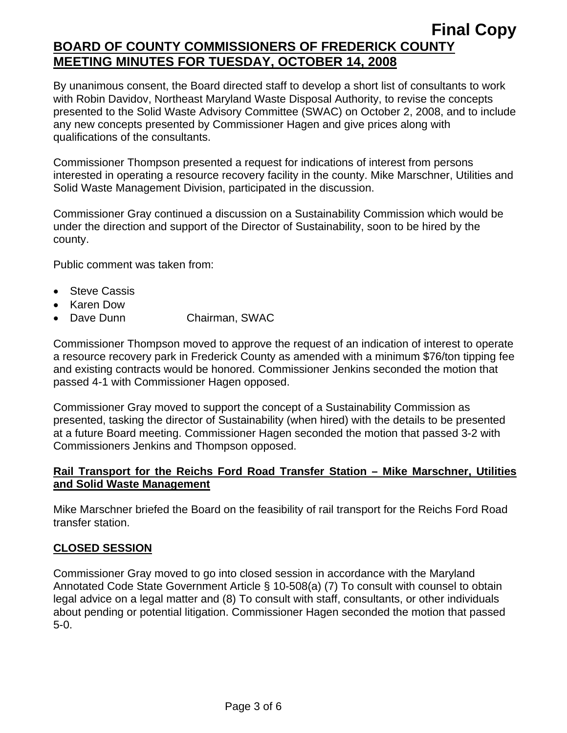By unanimous consent, the Board directed staff to develop a short list of consultants to work with Robin Davidov, Northeast Maryland Waste Disposal Authority, to revise the concepts presented to the Solid Waste Advisory Committee (SWAC) on October 2, 2008, and to include any new concepts presented by Commissioner Hagen and give prices along with qualifications of the consultants.

Commissioner Thompson presented a request for indications of interest from persons interested in operating a resource recovery facility in the county. Mike Marschner, Utilities and Solid Waste Management Division, participated in the discussion.

Commissioner Gray continued a discussion on a Sustainability Commission which would be under the direction and support of the Director of Sustainability, soon to be hired by the county.

Public comment was taken from:

- Steve Cassis
- Karen Dow
- Dave Dunn Chairman, SWAC

Commissioner Thompson moved to approve the request of an indication of interest to operate a resource recovery park in Frederick County as amended with a minimum $76/ton tipping fee and existing contracts would be honored. Commissioner Jenkins seconded the motion that passed 4-1 with Commissioner Hagen opposed.

Commissioner Gray moved to support the concept of a Sustainability Commission as presented, tasking the director of Sustainability (when hired) with the details to be presented at a future Board meeting. Commissioner Hagen seconded the motion that passed 3-2 with Commissioners Jenkins and Thompson opposed.

**Rail Transport for the Reichs Ford Road Transfer Station – Mike Marschner, Utilities and Solid Waste Management**

Mike Marschner briefed the Board on the feasibility of rail transport for the Reichs Ford Road transfer station.

**CLOSED SESSION**

Commissioner Gray moved to go into closed session in accordance with the Maryland Annotated Code State Government Article § 10-508(a) (7) To consult with counsel to obtain legal advice on a legal matter and (8) To consult with staff, consultants, or other individuals about pending or potential litigation. Commissioner Hagen seconded the motion that passed 5-0.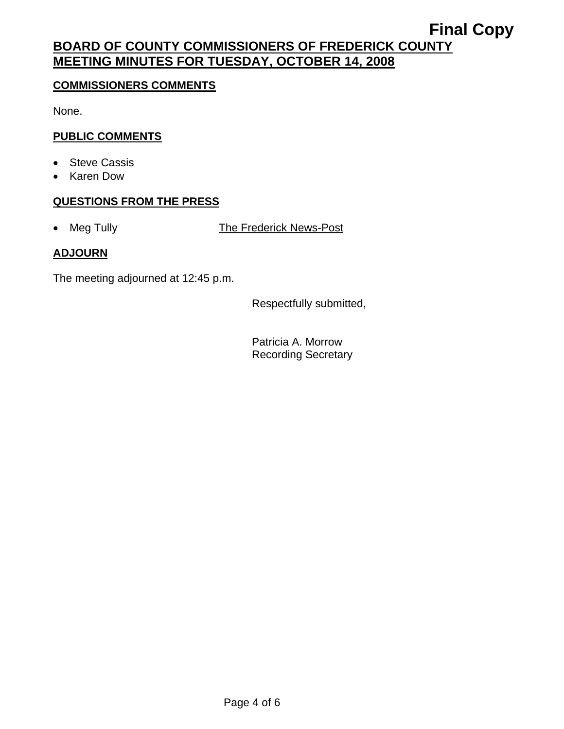**Final Copy**

**BOARD OF COUNTY COMMISSIONERS OF FREDERICK COUNTY MEETING MINUTES FOR TUESDAY, OCTOBER 14, 2008**

**COMMISSIONERS COMMENTS**

None.

**PUBLIC COMMENTS**

- Steve Cassis
- Karen Dow

**QUESTIONS FROM THE PRESS**

- Meg Tully The Frederick News-Post

**ADJOURN**

The meeting adjourned at 12:45 p.m.

Respectfully submitted,

Patricia A. Morrow
Recording Secretary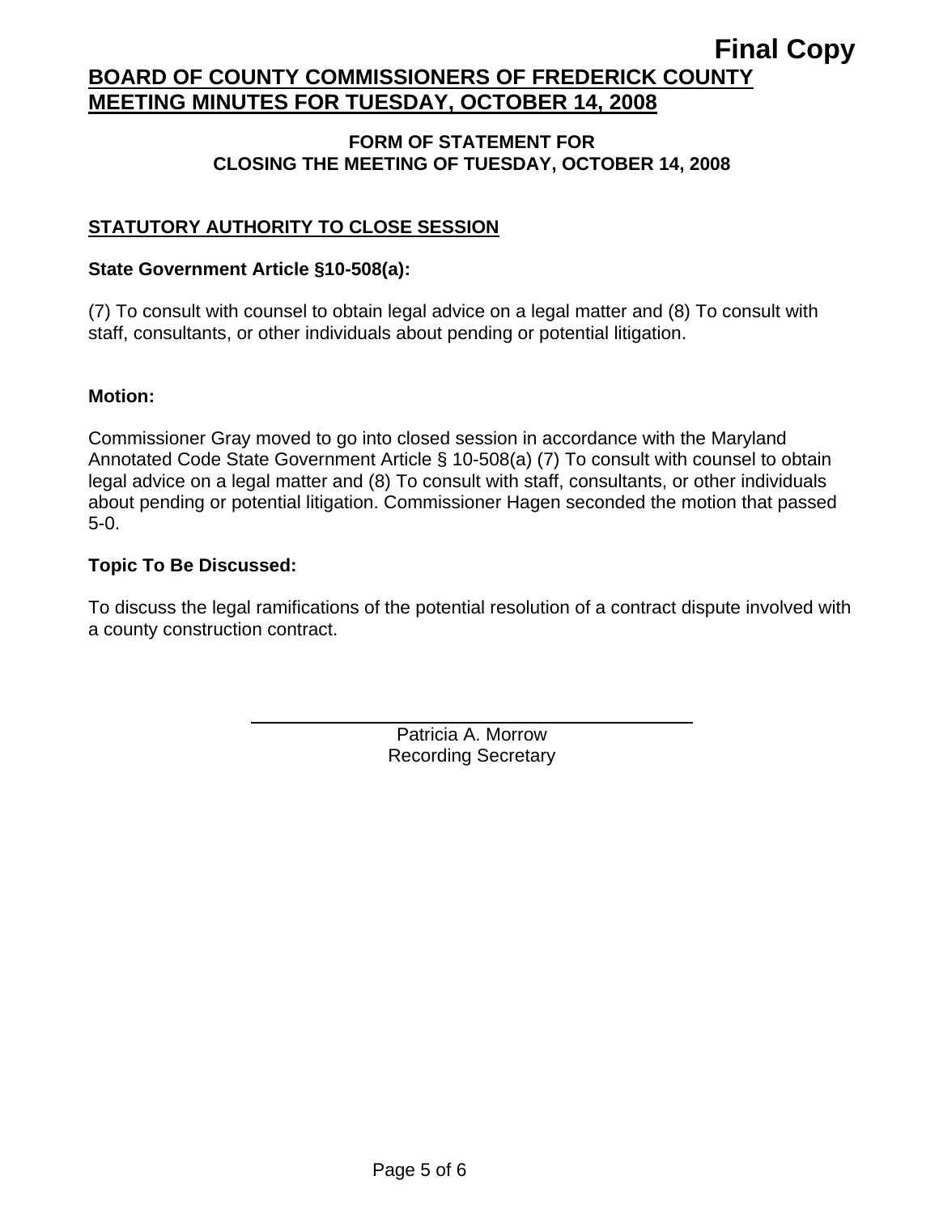**Final Copy**

# BOARD OF COUNTY COMMISSIONERS OF FREDERICK COUNTY
# MEETING MINUTES FOR TUESDAY, OCTOBER 14, 2008

## FORM OF STATEMENT FOR CLOSING THE MEETING OF TUESDAY, OCTOBER 14, 2008

### STATUTORY AUTHORITY TO CLOSE SESSION

**State Government Article §10-508(a):**

(7) To consult with counsel to obtain legal advice on a legal matter and (8) To consult with staff, consultants, or other individuals about pending or potential litigation.

**Motion:**

Commissioner Gray moved to go into closed session in accordance with the Maryland Annotated Code State Government Article § 10-508(a) (7) To consult with counsel to obtain legal advice on a legal matter and (8) To consult with staff, consultants, or other individuals about pending or potential litigation. Commissioner Hagen seconded the motion that passed 5-0.

**Topic To Be Discussed:**

To discuss the legal ramifications of the potential resolution of a contract dispute involved with a county construction contract.

Patricia A. Morrow
Recording Secretary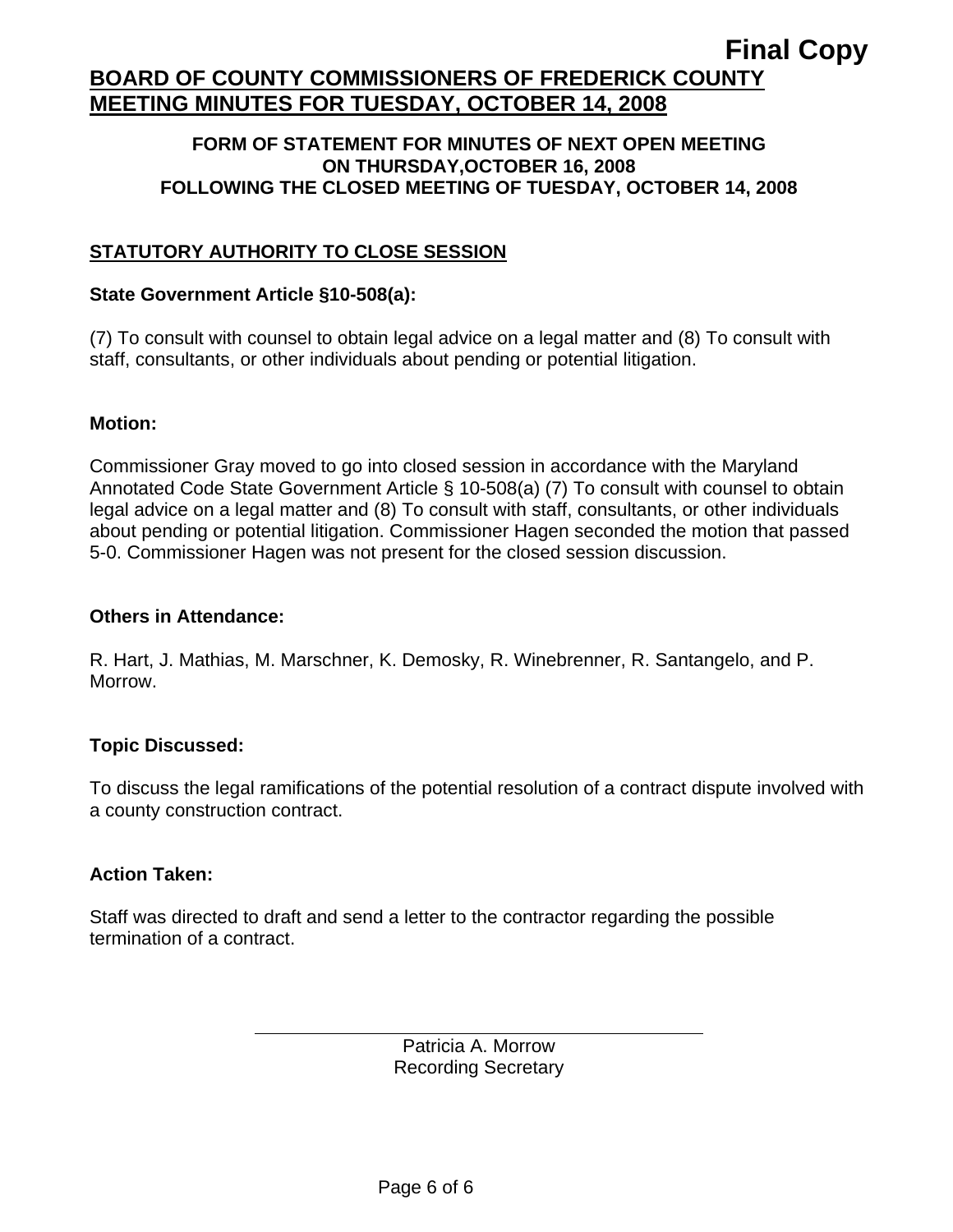**Final Copy**

# BOARD OF COUNTY COMMISSIONERS OF FREDERICK COUNTY MEETING MINUTES FOR TUESDAY, OCTOBER 14, 2008

**FORM OF STATEMENT FOR MINUTES OF NEXT OPEN MEETING ON THURSDAY,OCTOBER 16, 2008 FOLLOWING THE CLOSED MEETING OF TUESDAY, OCTOBER 14, 2008**

## STATUTORY AUTHORITY TO CLOSE SESSION

**State Government Article §10-508(a):**

(7) To consult with counsel to obtain legal advice on a legal matter and (8) To consult with staff, consultants, or other individuals about pending or potential litigation.

**Motion:**

Commissioner Gray moved to go into closed session in accordance with the Maryland Annotated Code State Government Article § 10-508(a) (7) To consult with counsel to obtain legal advice on a legal matter and (8) To consult with staff, consultants, or other individuals about pending or potential litigation. Commissioner Hagen seconded the motion that passed 5-0. Commissioner Hagen was not present for the closed session discussion.

**Others in Attendance:**

R. Hart, J. Mathias, M. Marschner, K. Demosky, R. Winebrenner, R. Santangelo, and P. Morrow.

**Topic Discussed:**

To discuss the legal ramifications of the potential resolution of a contract dispute involved with a county construction contract.

**Action Taken:**

Staff was directed to draft and send a letter to the contractor regarding the possible termination of a contract.

Patricia A. Morrow
Recording Secretary